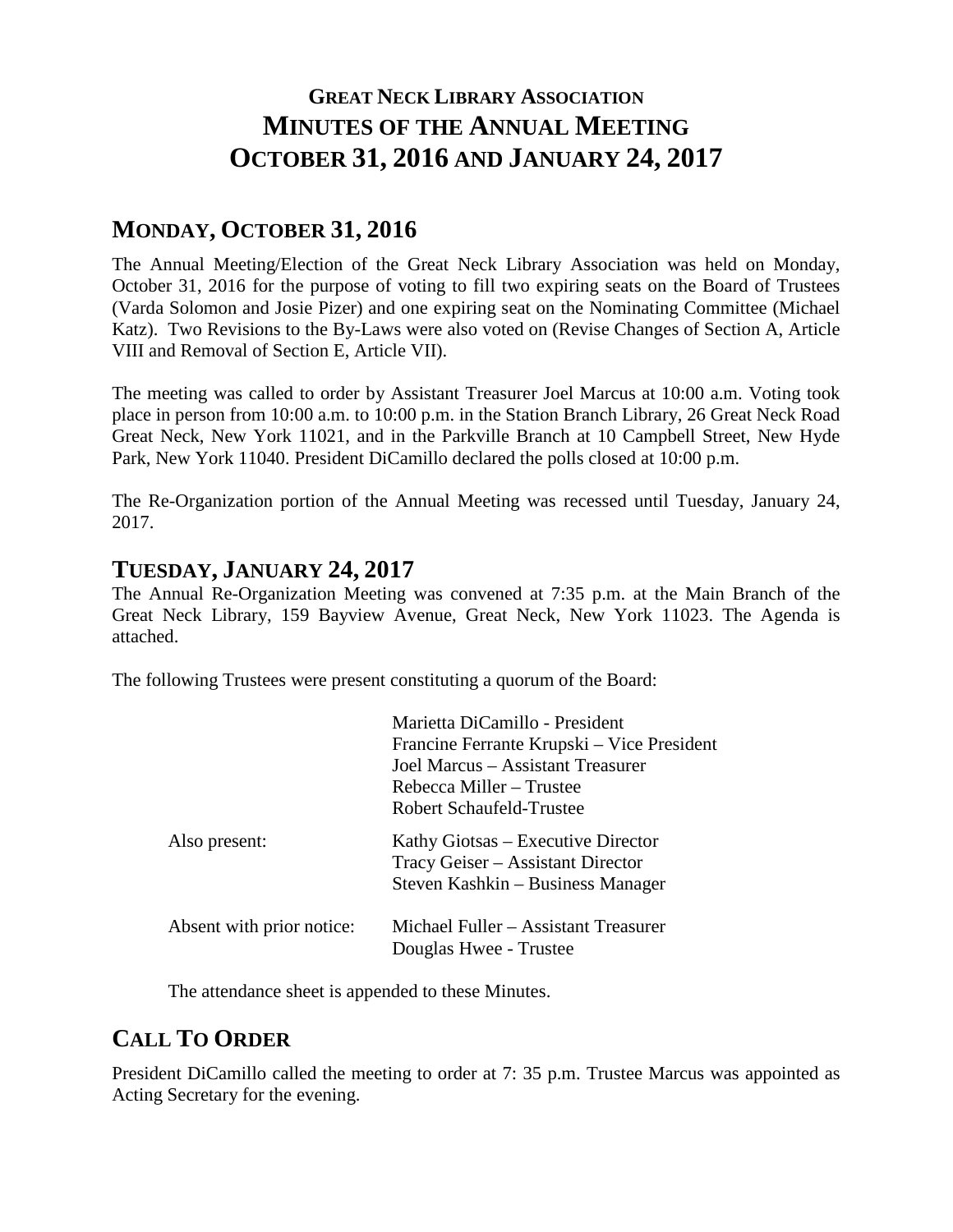# Great Neck Library Association
# Minutes of the Annual Meeting
# October 31, 2016 and January 24, 2017

## Monday, October 31, 2016

The Annual Meeting/Election of the Great Neck Library Association was held on Monday, October 31, 2016 for the purpose of voting to fill two expiring seats on the Board of Trustees (Varda Solomon and Josie Pizer) and one expiring seat on the Nominating Committee (Michael Katz). Two Revisions to the By-Laws were also voted on (Revise Changes of Section A, Article VIII and Removal of Section E, Article VII).

The meeting was called to order by Assistant Treasurer Joel Marcus at 10:00 a.m. Voting took place in person from 10:00 a.m. to 10:00 p.m. in the Station Branch Library, 26 Great Neck Road Great Neck, New York 11021, and in the Parkville Branch at 10 Campbell Street, New Hyde Park, New York 11040. President DiCamillo declared the polls closed at 10:00 p.m.

The Re-Organization portion of the Annual Meeting was recessed until Tuesday, January 24, 2017.

## Tuesday, January 24, 2017

The Annual Re-Organization Meeting was convened at 7:35 p.m. at the Main Branch of the Great Neck Library, 159 Bayview Avenue, Great Neck, New York 11023. The Agenda is attached.

The following Trustees were present constituting a quorum of the Board:

| | |
|---|---|
| | Marietta DiCamillo - President<br>Francine Ferrante Krupski – Vice President<br>Joel Marcus – Assistant Treasurer<br>Rebecca Miller – Trustee<br>Robert Schaufeld-Trustee |
| Also present: | Kathy Giotsas – Executive Director<br>Tracy Geiser – Assistant Director<br>Steven Kashkin – Business Manager |
| Absent with prior notice: | Michael Fuller – Assistant Treasurer<br>Douglas Hwee - Trustee |

The attendance sheet is appended to these Minutes.

## Call To Order

President DiCamillo called the meeting to order at 7: 35 p.m. Trustee Marcus was appointed as Acting Secretary for the evening.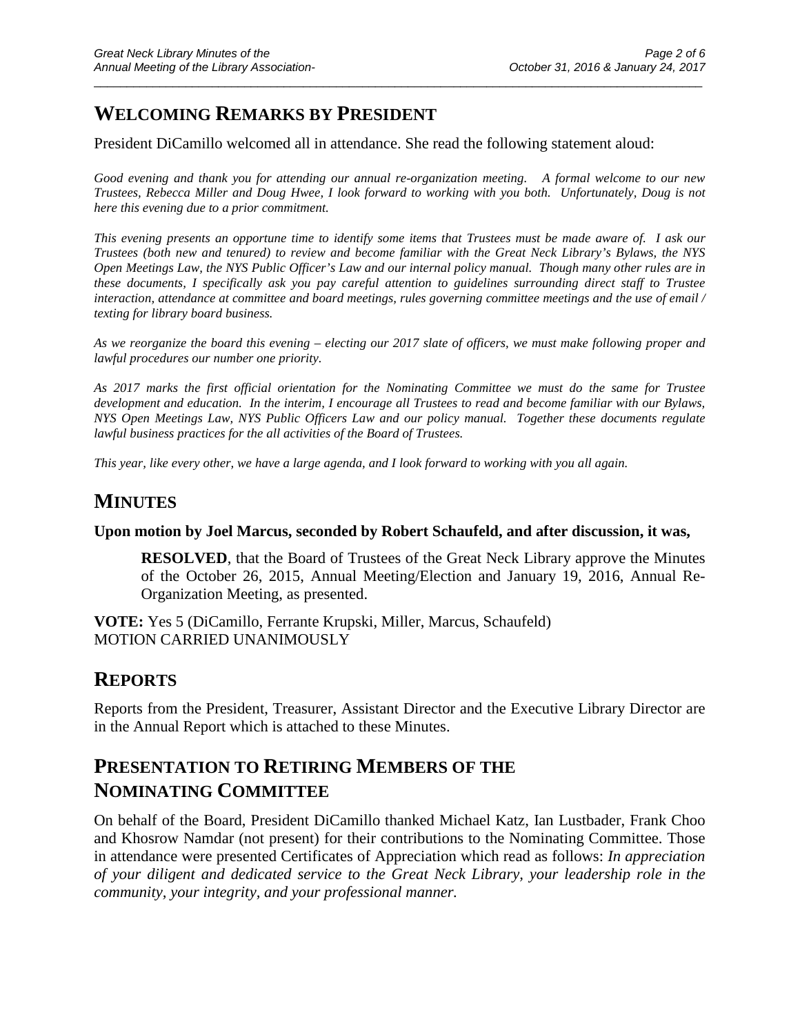## WELCOMING REMARKS BY PRESIDENT

President DiCamillo welcomed all in attendance. She read the following statement aloud:

*Good evening and thank you for attending our annual re-organization meeting. A formal welcome to our new Trustees, Rebecca Miller and Doug Hwee, I look forward to working with you both. Unfortunately, Doug is not here this evening due to a prior commitment.*

*This evening presents an opportune time to identify some items that Trustees must be made aware of. I ask our Trustees (both new and tenured) to review and become familiar with the Great Neck Library's Bylaws, the NYS Open Meetings Law, the NYS Public Officer's Law and our internal policy manual. Though many other rules are in these documents, I specifically ask you pay careful attention to guidelines surrounding direct staff to Trustee interaction, attendance at committee and board meetings, rules governing committee meetings and the use of email / texting for library board business.*

*As we reorganize the board this evening – electing our 2017 slate of officers, we must make following proper and lawful procedures our number one priority.*

*As 2017 marks the first official orientation for the Nominating Committee we must do the same for Trustee development and education. In the interim, I encourage all Trustees to read and become familiar with our Bylaws, NYS Open Meetings Law, NYS Public Officers Law and our policy manual. Together these documents regulate lawful business practices for the all activities of the Board of Trustees.*

*This year, like every other, we have a large agenda, and I look forward to working with you all again.*

## MINUTES

**Upon motion by Joel Marcus, seconded by Robert Schaufeld, and after discussion, it was,**

> **RESOLVED**, that the Board of Trustees of the Great Neck Library approve the Minutes of the October 26, 2015, Annual Meeting/Election and January 19, 2016, Annual Re-Organization Meeting, as presented.

**VOTE:** Yes 5 (DiCamillo, Ferrante Krupski, Miller, Marcus, Schaufeld)
MOTION CARRIED UNANIMOUSLY

## REPORTS

Reports from the President, Treasurer, Assistant Director and the Executive Library Director are in the Annual Report which is attached to these Minutes.

## PRESENTATION TO RETIRING MEMBERS OF THE NOMINATING COMMITTEE

On behalf of the Board, President DiCamillo thanked Michael Katz, Ian Lustbader, Frank Choo and Khosrow Namdar (not present) for their contributions to the Nominating Committee. Those in attendance were presented Certificates of Appreciation which read as follows: *In appreciation of your diligent and dedicated service to the Great Neck Library, your leadership role in the community, your integrity, and your professional manner.*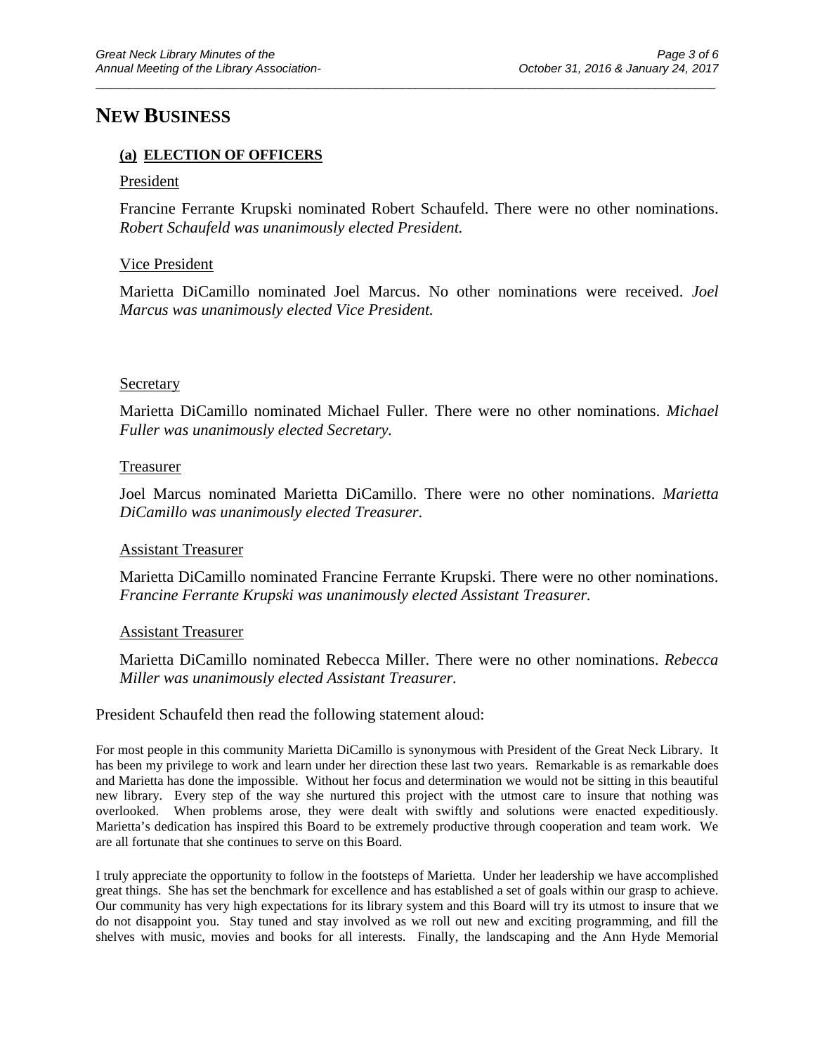## NEW BUSINESS

### (a) ELECTION OF OFFICERS

President

Francine Ferrante Krupski nominated Robert Schaufeld. There were no other nominations. *Robert Schaufeld was unanimously elected President.*

Vice President

Marietta DiCamillo nominated Joel Marcus. No other nominations were received. *Joel Marcus was unanimously elected Vice President.*

Secretary

Marietta DiCamillo nominated Michael Fuller. There were no other nominations. *Michael Fuller was unanimously elected Secretary.*

Treasurer

Joel Marcus nominated Marietta DiCamillo. There were no other nominations. *Marietta DiCamillo was unanimously elected Treasurer.*

Assistant Treasurer

Marietta DiCamillo nominated Francine Ferrante Krupski. There were no other nominations. *Francine Ferrante Krupski was unanimously elected Assistant Treasurer.*

Assistant Treasurer

Marietta DiCamillo nominated Rebecca Miller. There were no other nominations. *Rebecca Miller was unanimously elected Assistant Treasurer.*

President Schaufeld then read the following statement aloud:

For most people in this community Marietta DiCamillo is synonymous with President of the Great Neck Library. It has been my privilege to work and learn under her direction these last two years. Remarkable is as remarkable does and Marietta has done the impossible. Without her focus and determination we would not be sitting in this beautiful new library. Every step of the way she nurtured this project with the utmost care to insure that nothing was overlooked. When problems arose, they were dealt with swiftly and solutions were enacted expeditiously. Marietta's dedication has inspired this Board to be extremely productive through cooperation and team work. We are all fortunate that she continues to serve on this Board.

I truly appreciate the opportunity to follow in the footsteps of Marietta. Under her leadership we have accomplished great things. She has set the benchmark for excellence and has established a set of goals within our grasp to achieve. Our community has very high expectations for its library system and this Board will try its utmost to insure that we do not disappoint you. Stay tuned and stay involved as we roll out new and exciting programming, and fill the shelves with music, movies and books for all interests. Finally, the landscaping and the Ann Hyde Memorial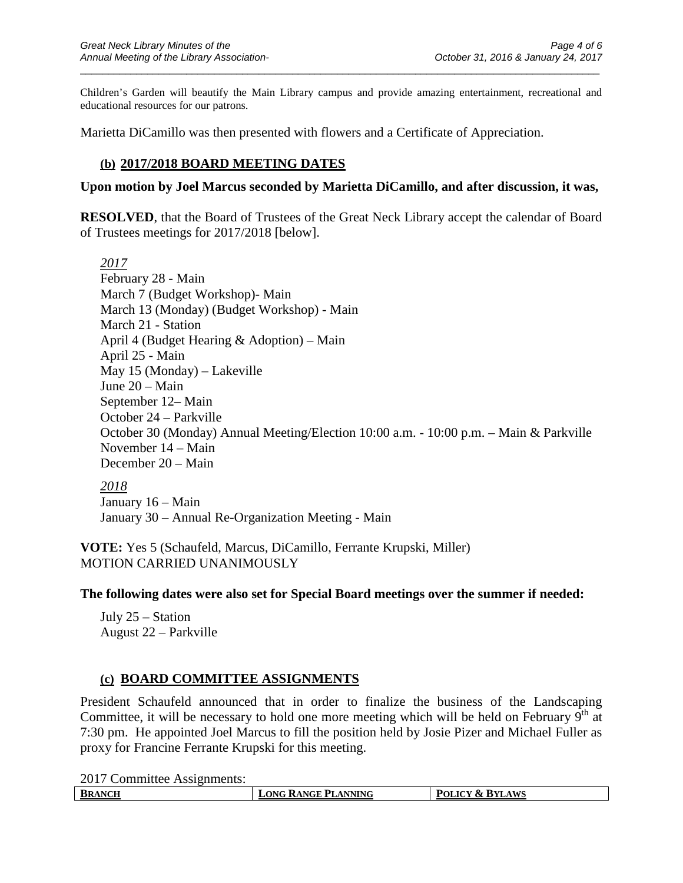Children's Garden will beautify the Main Library campus and provide amazing entertainment, recreational and educational resources for our patrons.

Marietta DiCamillo was then presented with flowers and a Certificate of Appreciation.

### (b) 2017/2018 BOARD MEETING DATES

**Upon motion by Joel Marcus seconded by Marietta DiCamillo, and after discussion, it was,**

**RESOLVED**, that the Board of Trustees of the Great Neck Library accept the calendar of Board of Trustees meetings for 2017/2018 [below].

*2017*
February 28 - Main
March 7 (Budget Workshop)- Main
March 13 (Monday) (Budget Workshop) - Main
March 21 - Station
April 4 (Budget Hearing & Adoption) – Main
April 25 - Main
May 15 (Monday) – Lakeville
June 20 – Main
September 12– Main
October 24 – Parkville
October 30 (Monday) Annual Meeting/Election 10:00 a.m. - 10:00 p.m. – Main & Parkville
November 14 – Main
December 20 – Main

*2018*
January 16 – Main
January 30 – Annual Re-Organization Meeting - Main

**VOTE:** Yes 5 (Schaufeld, Marcus, DiCamillo, Ferrante Krupski, Miller)
MOTION CARRIED UNANIMOUSLY

**The following dates were also set for Special Board meetings over the summer if needed:**

July 25 – Station
August 22 – Parkville

### (c) BOARD COMMITTEE ASSIGNMENTS

President Schaufeld announced that in order to finalize the business of the Landscaping Committee, it will be necessary to hold one more meeting which will be held on February 9th at 7:30 pm. He appointed Joel Marcus to fill the position held by Josie Pizer and Michael Fuller as proxy for Francine Ferrante Krupski for this meeting.

2017 Committee Assignments:

| BRANCH | LONG RANGE PLANNING | POLICY & BYLAWS |
| --- | --- | --- |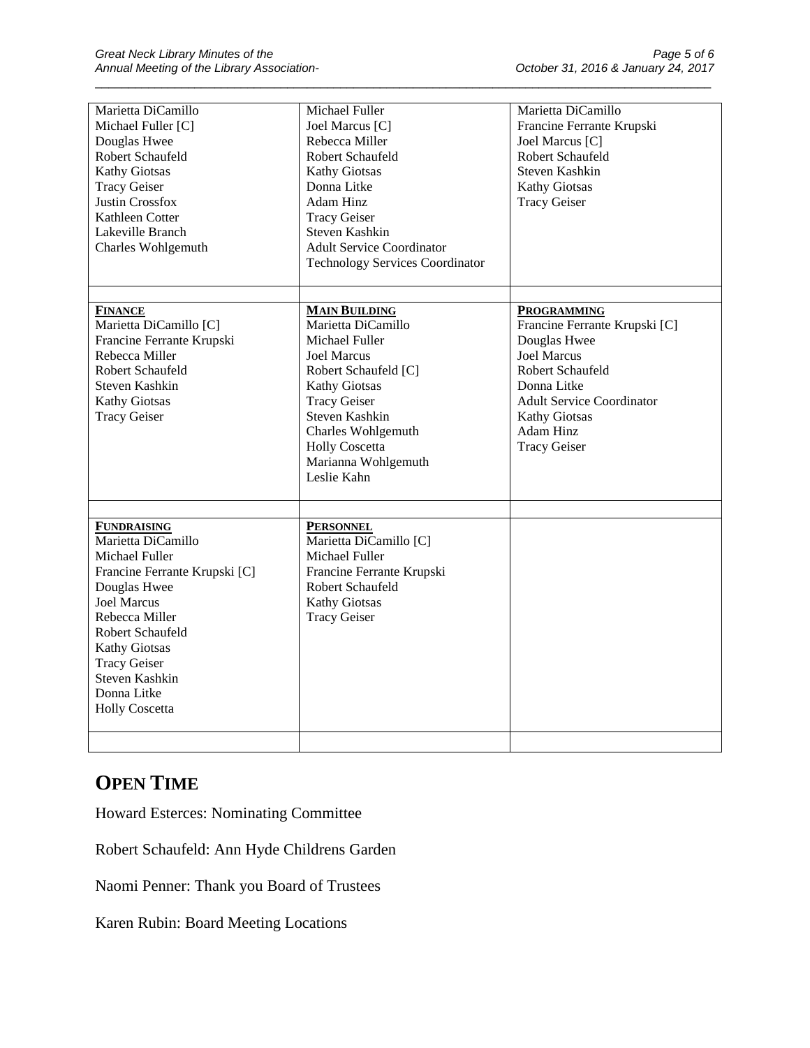| | | |
|---|---|---|
| Marietta DiCamillo<br>Michael Fuller [C]<br>Douglas Hwee<br>Robert Schaufeld<br>Kathy Giotsas<br>Tracy Geiser<br>Justin Crossfox<br>Kathleen Cotter<br>Lakeville Branch<br>Charles Wohlgemuth | Michael Fuller<br>Joel Marcus [C]<br>Rebecca Miller<br>Robert Schaufeld<br>Kathy Giotsas<br>Donna Litke<br>Adam Hinz<br>Tracy Geiser<br>Steven Kashkin<br>Adult Service Coordinator<br>Technology Services Coordinator | Marietta DiCamillo<br>Francine Ferrante Krupski<br>Joel Marcus [C]<br>Robert Schaufeld<br>Steven Kashkin<br>Kathy Giotsas<br>Tracy Geiser |
| | | |
| **FINANCE**<br>Marietta DiCamillo [C]<br>Francine Ferrante Krupski<br>Rebecca Miller<br>Robert Schaufeld<br>Steven Kashkin<br>Kathy Giotsas<br>Tracy Geiser | **MAIN BUILDING**<br>Marietta DiCamillo<br>Michael Fuller<br>Joel Marcus<br>Robert Schaufeld [C]<br>Kathy Giotsas<br>Tracy Geiser<br>Steven Kashkin<br>Charles Wohlgemuth<br>Holly Coscetta<br>Marianna Wohlgemuth<br>Leslie Kahn | **PROGRAMMING**<br>Francine Ferrante Krupski [C]<br>Douglas Hwee<br>Joel Marcus<br>Robert Schaufeld<br>Donna Litke<br>Adult Service Coordinator<br>Kathy Giotsas<br>Adam Hinz<br>Tracy Geiser |
| | | |
| **FUNDRAISING**<br>Marietta DiCamillo<br>Michael Fuller<br>Francine Ferrante Krupski [C]<br>Douglas Hwee<br>Joel Marcus<br>Rebecca Miller<br>Robert Schaufeld<br>Kathy Giotsas<br>Tracy Geiser<br>Steven Kashkin<br>Donna Litke<br>Holly Coscetta | **PERSONNEL**<br>Marietta DiCamillo [C]<br>Michael Fuller<br>Francine Ferrante Krupski<br>Robert Schaufeld<br>Kathy Giotsas<br>Tracy Geiser | |
| | | |

# OPEN TIME

Howard Esterces: Nominating Committee

Robert Schaufeld: Ann Hyde Childrens Garden

Naomi Penner: Thank you Board of Trustees

Karen Rubin: Board Meeting Locations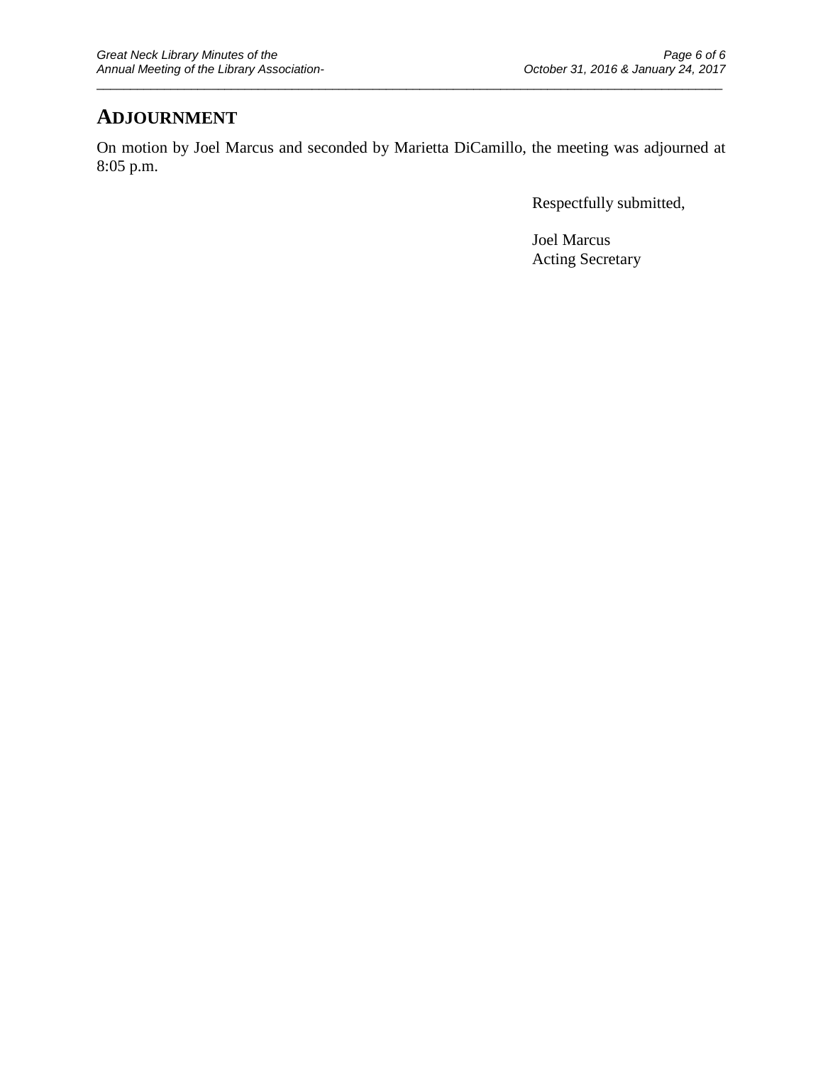## ADJOURNMENT

On motion by Joel Marcus and seconded by Marietta DiCamillo, the meeting was adjourned at 8:05 p.m.

Respectfully submitted,

Joel Marcus
Acting Secretary